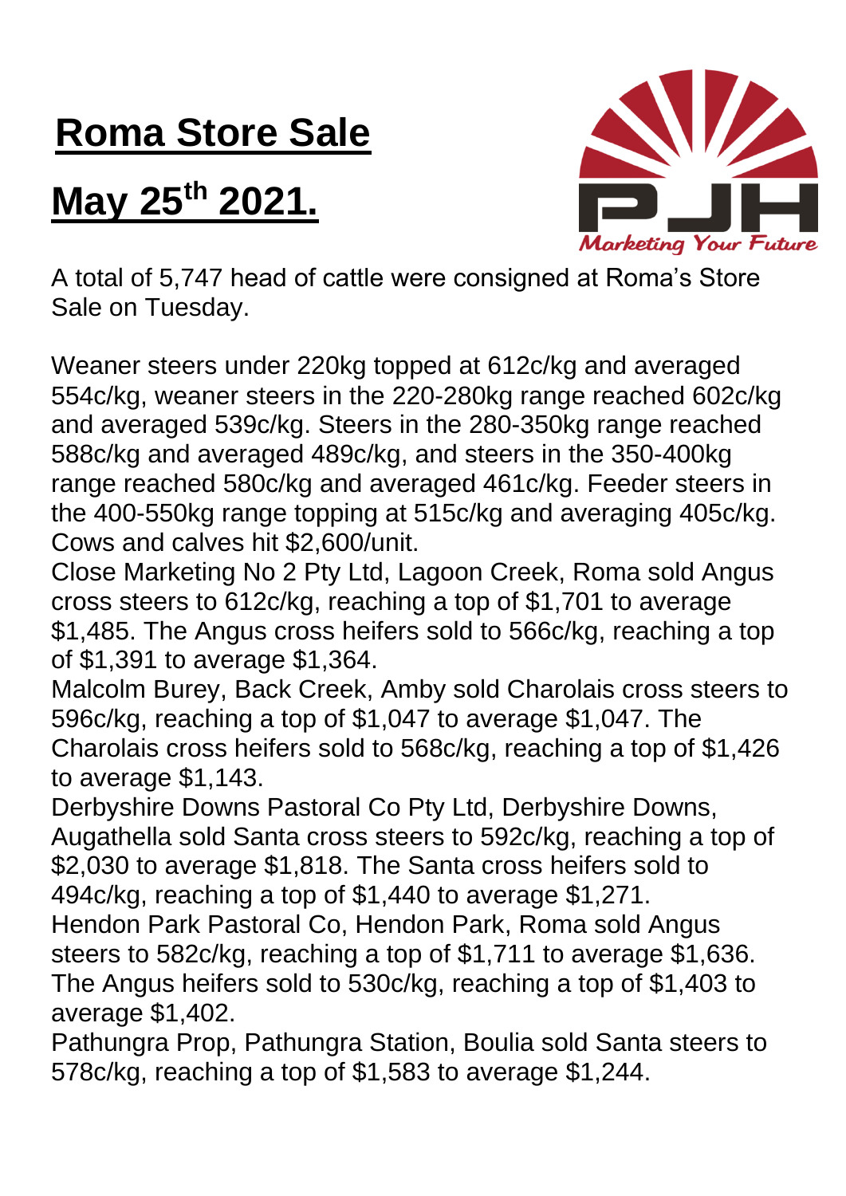# Roma Store Sale

# May 25th 2021.

A total of 5,747 head of cattle were consigned at Roma's Store Sale on Tuesday.

Weaner steers under 220kg topped at 612c/kg and averaged 554c/kg, weaner steers in the 220-280kg range reached 602c/kg and averaged 539c/kg. Steers in the 280-350kg range reached 588c/kg and averaged 489c/kg, and steers in the 350-400kg range reached 580c/kg and averaged 461c/kg. Feeder steers in the 400-550kg range topping at 515c/kg and averaging 405c/kg. Cows and calves hit $2,600/unit.

Close Marketing No 2 Pty Ltd, Lagoon Creek, Roma sold Angus cross steers to 612c/kg, reaching a top of $1,701 to average $1,485. The Angus cross heifers sold to 566c/kg, reaching a top of $1,391 to average $1,364.

Malcolm Burey, Back Creek, Amby sold Charolais cross steers to 596c/kg, reaching a top of $1,047 to average $1,047. The Charolais cross heifers sold to 568c/kg, reaching a top of $1,426 to average $1,143.

Derbyshire Downs Pastoral Co Pty Ltd, Derbyshire Downs, Augathella sold Santa cross steers to 592c/kg, reaching a top of $2,030 to average $1,818. The Santa cross heifers sold to 494c/kg, reaching a top of $1,440 to average $1,271.

Hendon Park Pastoral Co, Hendon Park, Roma sold Angus steers to 582c/kg, reaching a top of $1,711 to average $1,636. The Angus heifers sold to 530c/kg, reaching a top of $1,403 to average $1,402.

Pathungra Prop, Pathungra Station, Boulia sold Santa steers to 578c/kg, reaching a top of $1,583 to average $1,244.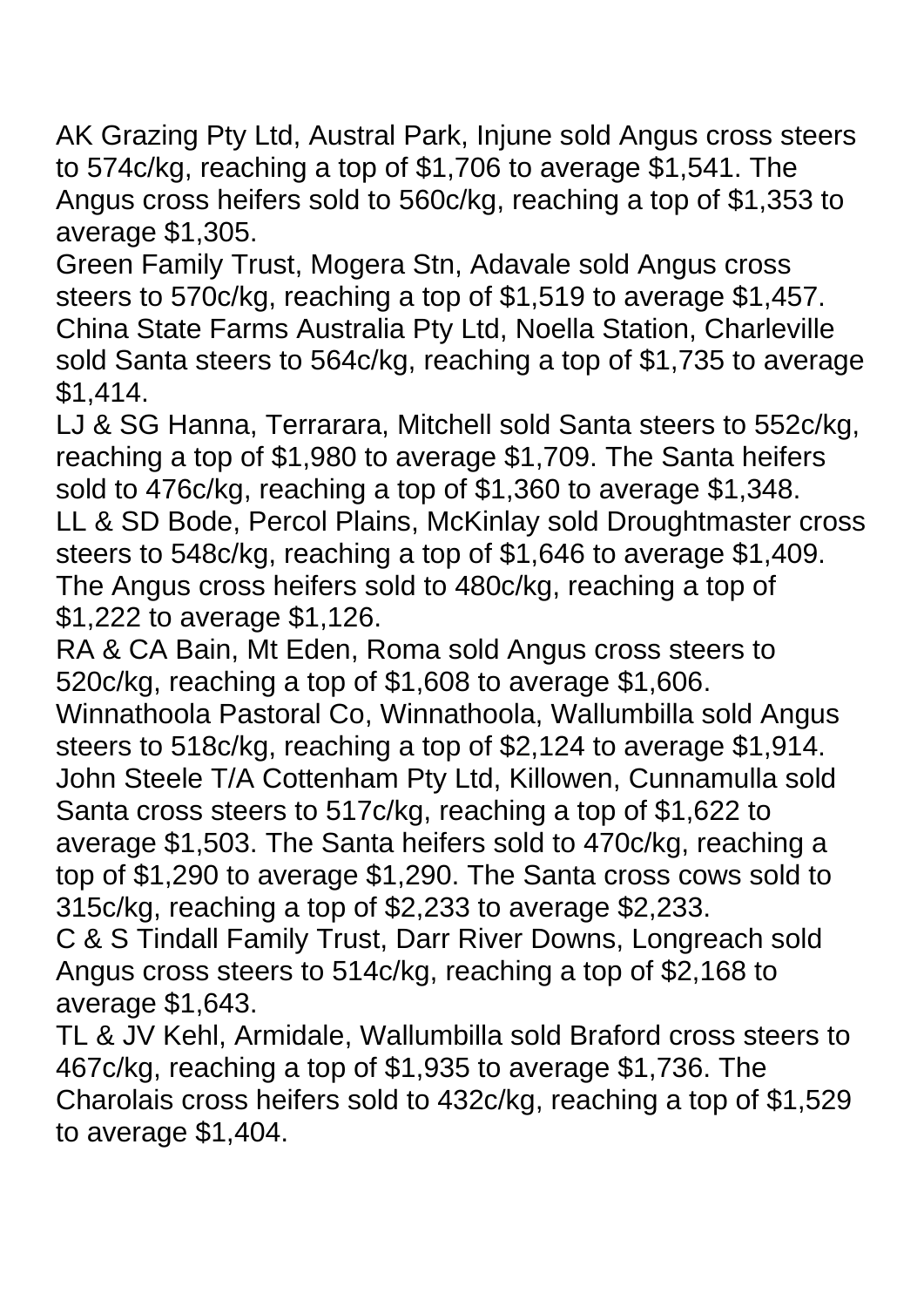AK Grazing Pty Ltd, Austral Park, Injune sold Angus cross steers to 574c/kg, reaching a top of $1,706 to average $1,541. The Angus cross heifers sold to 560c/kg, reaching a top of $1,353 to average $1,305.

Green Family Trust, Mogera Stn, Adavale sold Angus cross steers to 570c/kg, reaching a top of $1,519 to average $1,457.

China State Farms Australia Pty Ltd, Noella Station, Charleville sold Santa steers to 564c/kg, reaching a top of $1,735 to average $1,414.

LJ & SG Hanna, Terrarara, Mitchell sold Santa steers to 552c/kg, reaching a top of $1,980 to average $1,709. The Santa heifers sold to 476c/kg, reaching a top of $1,360 to average $1,348.

LL & SD Bode, Percol Plains, McKinlay sold Droughtmaster cross steers to 548c/kg, reaching a top of $1,646 to average $1,409. The Angus cross heifers sold to 480c/kg, reaching a top of $1,222 to average $1,126.

RA & CA Bain, Mt Eden, Roma sold Angus cross steers to 520c/kg, reaching a top of $1,608 to average $1,606.

Winnathoola Pastoral Co, Winnathoola, Wallumbilla sold Angus steers to 518c/kg, reaching a top of $2,124 to average $1,914.

John Steele T/A Cottenham Pty Ltd, Killowen, Cunnamulla sold Santa cross steers to 517c/kg, reaching a top of $1,622 to average $1,503. The Santa heifers sold to 470c/kg, reaching a top of $1,290 to average $1,290. The Santa cross cows sold to 315c/kg, reaching a top of $2,233 to average $2,233.

C & S Tindall Family Trust, Darr River Downs, Longreach sold Angus cross steers to 514c/kg, reaching a top of $2,168 to average $1,643.

TL & JV Kehl, Armidale, Wallumbilla sold Braford cross steers to 467c/kg, reaching a top of $1,935 to average $1,736. The Charolais cross heifers sold to 432c/kg, reaching a top of $1,529 to average $1,404.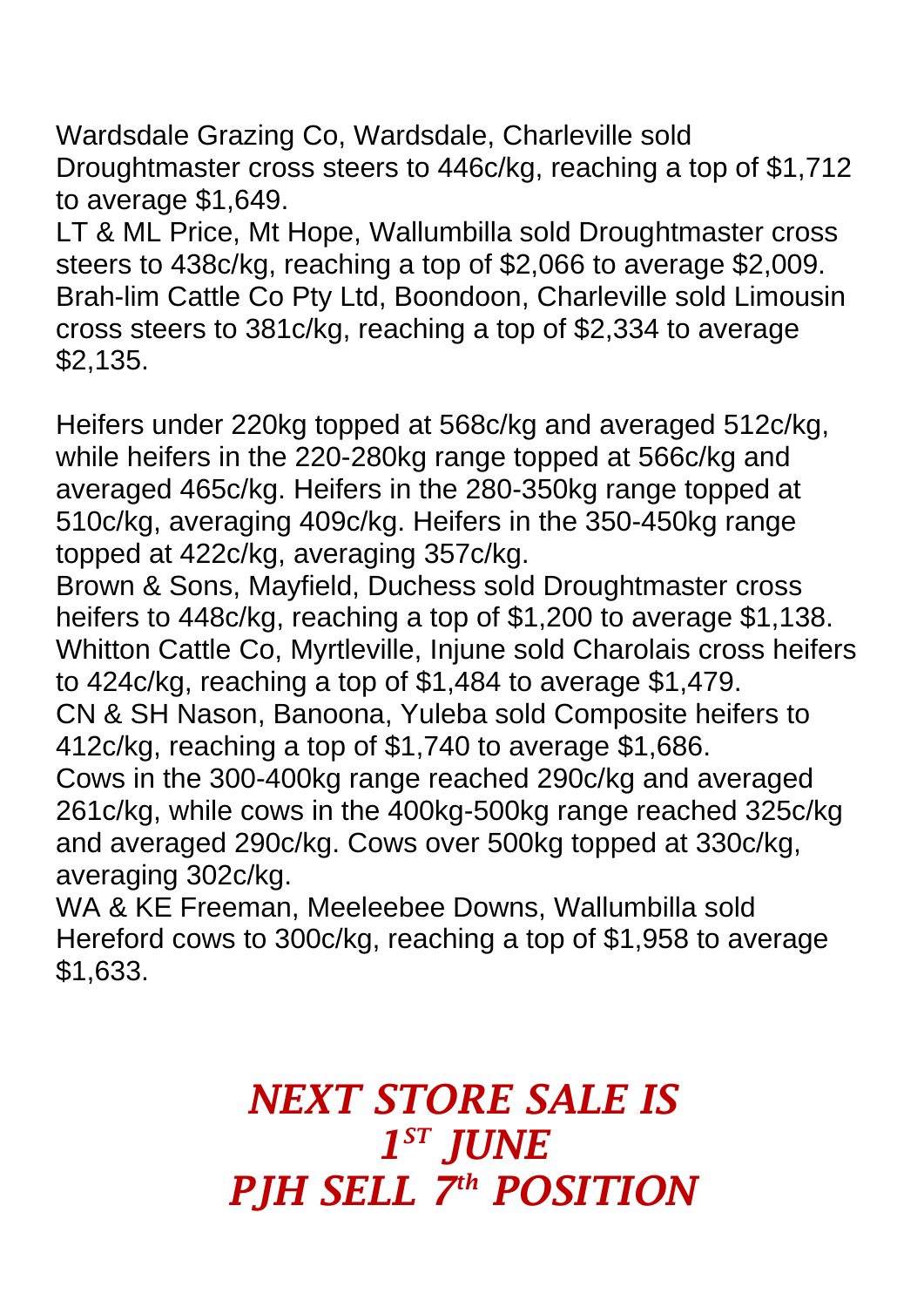Wardsdale Grazing Co, Wardsdale, Charleville sold Droughtmaster cross steers to 446c/kg, reaching a top of $1,712 to average $1,649.
LT & ML Price, Mt Hope, Wallumbilla sold Droughtmaster cross steers to 438c/kg, reaching a top of $2,066 to average $2,009.
Brah-lim Cattle Co Pty Ltd, Boondoon, Charleville sold Limousin cross steers to 381c/kg, reaching a top of $2,334 to average $2,135.

Heifers under 220kg topped at 568c/kg and averaged 512c/kg, while heifers in the 220-280kg range topped at 566c/kg and averaged 465c/kg. Heifers in the 280-350kg range topped at 510c/kg, averaging 409c/kg. Heifers in the 350-450kg range topped at 422c/kg, averaging 357c/kg.
Brown & Sons, Mayfield, Duchess sold Droughtmaster cross heifers to 448c/kg, reaching a top of $1,200 to average $1,138.
Whitton Cattle Co, Myrtleville, Injune sold Charolais cross heifers to 424c/kg, reaching a top of $1,484 to average $1,479.
CN & SH Nason, Banoona, Yuleba sold Composite heifers to 412c/kg, reaching a top of $1,740 to average $1,686.
Cows in the 300-400kg range reached 290c/kg and averaged 261c/kg, while cows in the 400kg-500kg range reached 325c/kg and averaged 290c/kg. Cows over 500kg topped at 330c/kg, averaging 302c/kg.
WA & KE Freeman, Meeleebee Downs, Wallumbilla sold Hereford cows to 300c/kg, reaching a top of $1,958 to average $1,633.

***NEXT STORE SALE IS***
***1ST JUNE***
***PJH SELL 7th POSITION***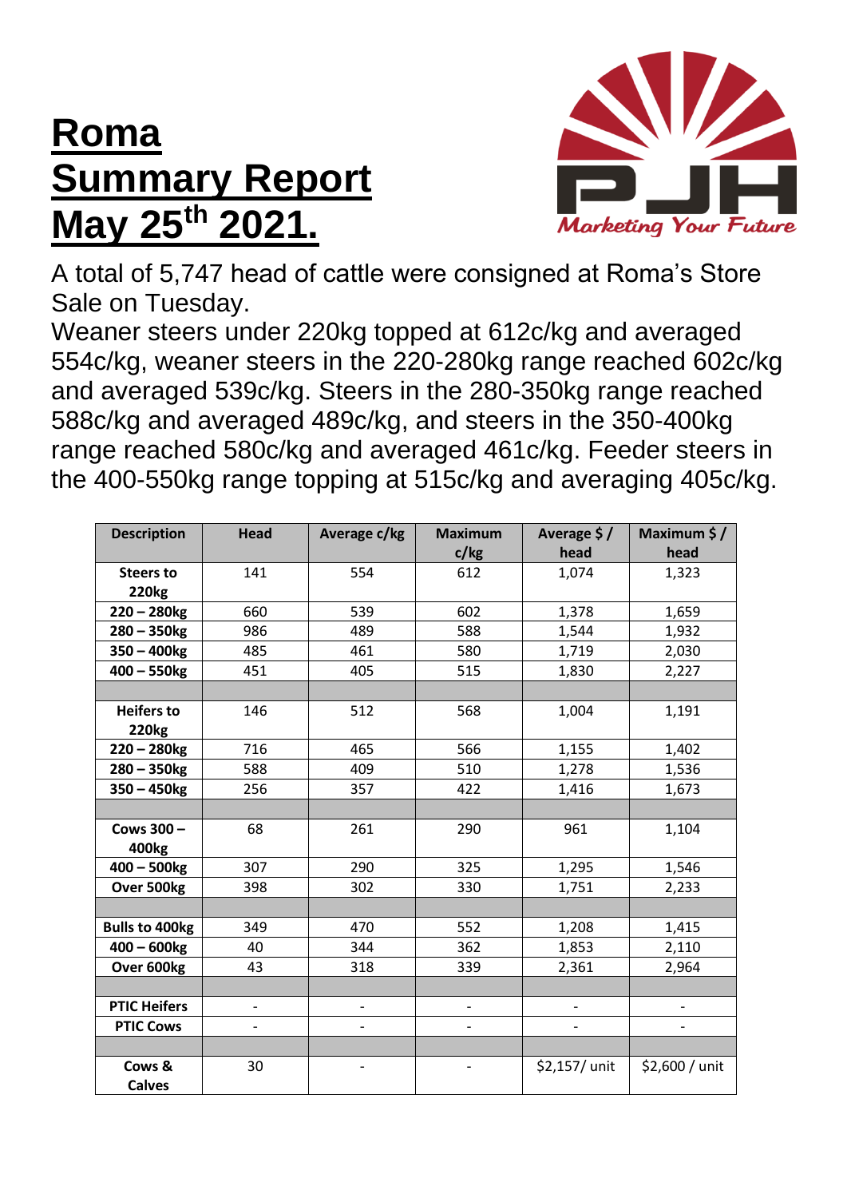# Roma Summary Report May 25th 2021.

PJH
*Marketing Your Future*

A total of 5,747 head of cattle were consigned at Roma's Store Sale on Tuesday.

Weaner steers under 220kg topped at 612c/kg and averaged 554c/kg, weaner steers in the 220-280kg range reached 602c/kg and averaged 539c/kg. Steers in the 280-350kg range reached 588c/kg and averaged 489c/kg, and steers in the 350-400kg range reached 580c/kg and averaged 461c/kg. Feeder steers in the 400-550kg range topping at 515c/kg and averaging 405c/kg.

| Description | Head | Average c/kg | Maximum c/kg | Average $ / head | Maximum $ / head |
|---|---|---|---|---|---|
| Steers to 220kg | 141 | 554 | 612 | 1,074 | 1,323 |
| 220 – 280kg | 660 | 539 | 602 | 1,378 | 1,659 |
| 280 – 350kg | 986 | 489 | 588 | 1,544 | 1,932 |
| 350 – 400kg | 485 | 461 | 580 | 1,719 | 2,030 |
| 400 – 550kg | 451 | 405 | 515 | 1,830 | 2,227 |
| | | | | | |
| Heifers to 220kg | 146 | 512 | 568 | 1,004 | 1,191 |
| 220 – 280kg | 716 | 465 | 566 | 1,155 | 1,402 |
| 280 – 350kg | 588 | 409 | 510 | 1,278 | 1,536 |
| 350 – 450kg | 256 | 357 | 422 | 1,416 | 1,673 |
| | | | | | |
| Cows 300 – 400kg | 68 | 261 | 290 | 961 | 1,104 |
| 400 – 500kg | 307 | 290 | 325 | 1,295 | 1,546 |
| Over 500kg | 398 | 302 | 330 | 1,751 | 2,233 |
| | | | | | |
| Bulls to 400kg | 349 | 470 | 552 | 1,208 | 1,415 |
| 400 – 600kg | 40 | 344 | 362 | 1,853 | 2,110 |
| Over 600kg | 43 | 318 | 339 | 2,361 | 2,964 |
| | | | | | |
| PTIC Heifers | - | - | - | - | - |
| PTIC Cows | - | - | - | - | - |
| | | | | | |
| Cows & Calves | 30 | - | - | $2,157/ unit | $2,600 / unit |